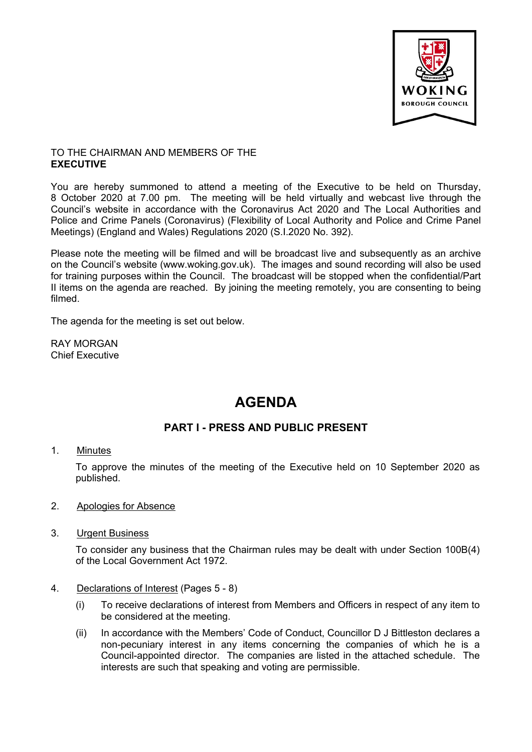WOKING BOROUGH COUNCIL

TO THE CHAIRMAN AND MEMBERS OF THE
**EXECUTIVE**

You are hereby summoned to attend a meeting of the Executive to be held on Thursday, 8 October 2020 at 7.00 pm. The meeting will be held virtually and webcast live through the Council's website in accordance with the Coronavirus Act 2020 and The Local Authorities and Police and Crime Panels (Coronavirus) (Flexibility of Local Authority and Police and Crime Panel Meetings) (England and Wales) Regulations 2020 (S.I.2020 No. 392).

Please note the meeting will be filmed and will be broadcast live and subsequently as an archive on the Council's website (www.woking.gov.uk). The images and sound recording will also be used for training purposes within the Council. The broadcast will be stopped when the confidential/Part II items on the agenda are reached. By joining the meeting remotely, you are consenting to being filmed.

The agenda for the meeting is set out below.

RAY MORGAN
Chief Executive

# AGENDA

## PART I - PRESS AND PUBLIC PRESENT

1. Minutes

   To approve the minutes of the meeting of the Executive held on 10 September 2020 as published.

2. Apologies for Absence

3. Urgent Business

   To consider any business that the Chairman rules may be dealt with under Section 100B(4) of the Local Government Act 1972.

4. Declarations of Interest (Pages 5 - 8)

   (i) To receive declarations of interest from Members and Officers in respect of any item to be considered at the meeting.

   (ii) In accordance with the Members' Code of Conduct, Councillor D J Bittleston declares a non-pecuniary interest in any items concerning the companies of which he is a Council-appointed director. The companies are listed in the attached schedule. The interests are such that speaking and voting are permissible.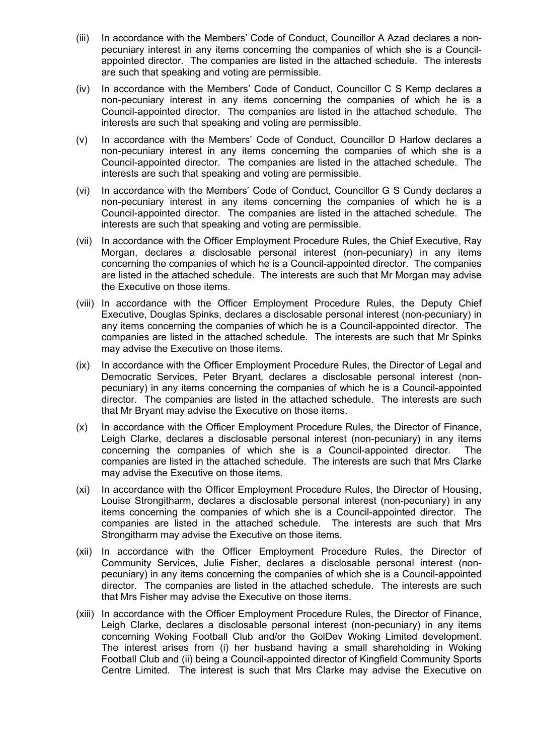(iii) In accordance with the Members' Code of Conduct, Councillor A Azad declares a non-pecuniary interest in any items concerning the companies of which she is a Council-appointed director. The companies are listed in the attached schedule. The interests are such that speaking and voting are permissible.

(iv) In accordance with the Members' Code of Conduct, Councillor C S Kemp declares a non-pecuniary interest in any items concerning the companies of which he is a Council-appointed director. The companies are listed in the attached schedule. The interests are such that speaking and voting are permissible.

(v) In accordance with the Members' Code of Conduct, Councillor D Harlow declares a non-pecuniary interest in any items concerning the companies of which she is a Council-appointed director. The companies are listed in the attached schedule. The interests are such that speaking and voting are permissible.

(vi) In accordance with the Members' Code of Conduct, Councillor G S Cundy declares a non-pecuniary interest in any items concerning the companies of which he is a Council-appointed director. The companies are listed in the attached schedule. The interests are such that speaking and voting are permissible.

(vii) In accordance with the Officer Employment Procedure Rules, the Chief Executive, Ray Morgan, declares a disclosable personal interest (non-pecuniary) in any items concerning the companies of which he is a Council-appointed director. The companies are listed in the attached schedule. The interests are such that Mr Morgan may advise the Executive on those items.

(viii) In accordance with the Officer Employment Procedure Rules, the Deputy Chief Executive, Douglas Spinks, declares a disclosable personal interest (non-pecuniary) in any items concerning the companies of which he is a Council-appointed director. The companies are listed in the attached schedule. The interests are such that Mr Spinks may advise the Executive on those items.

(ix) In accordance with the Officer Employment Procedure Rules, the Director of Legal and Democratic Services, Peter Bryant, declares a disclosable personal interest (non-pecuniary) in any items concerning the companies of which he is a Council-appointed director. The companies are listed in the attached schedule. The interests are such that Mr Bryant may advise the Executive on those items.

(x) In accordance with the Officer Employment Procedure Rules, the Director of Finance, Leigh Clarke, declares a disclosable personal interest (non-pecuniary) in any items concerning the companies of which she is a Council-appointed director. The companies are listed in the attached schedule. The interests are such that Mrs Clarke may advise the Executive on those items.

(xi) In accordance with the Officer Employment Procedure Rules, the Director of Housing, Louise Strongitharm, declares a disclosable personal interest (non-pecuniary) in any items concerning the companies of which she is a Council-appointed director. The companies are listed in the attached schedule. The interests are such that Mrs Strongitharm may advise the Executive on those items.

(xii) In accordance with the Officer Employment Procedure Rules, the Director of Community Services, Julie Fisher, declares a disclosable personal interest (non-pecuniary) in any items concerning the companies of which she is a Council-appointed director. The companies are listed in the attached schedule. The interests are such that Mrs Fisher may advise the Executive on those items.

(xiii) In accordance with the Officer Employment Procedure Rules, the Director of Finance, Leigh Clarke, declares a disclosable personal interest (non-pecuniary) in any items concerning Woking Football Club and/or the GolDev Woking Limited development. The interest arises from (i) her husband having a small shareholding in Woking Football Club and (ii) being a Council-appointed director of Kingfield Community Sports Centre Limited. The interest is such that Mrs Clarke may advise the Executive on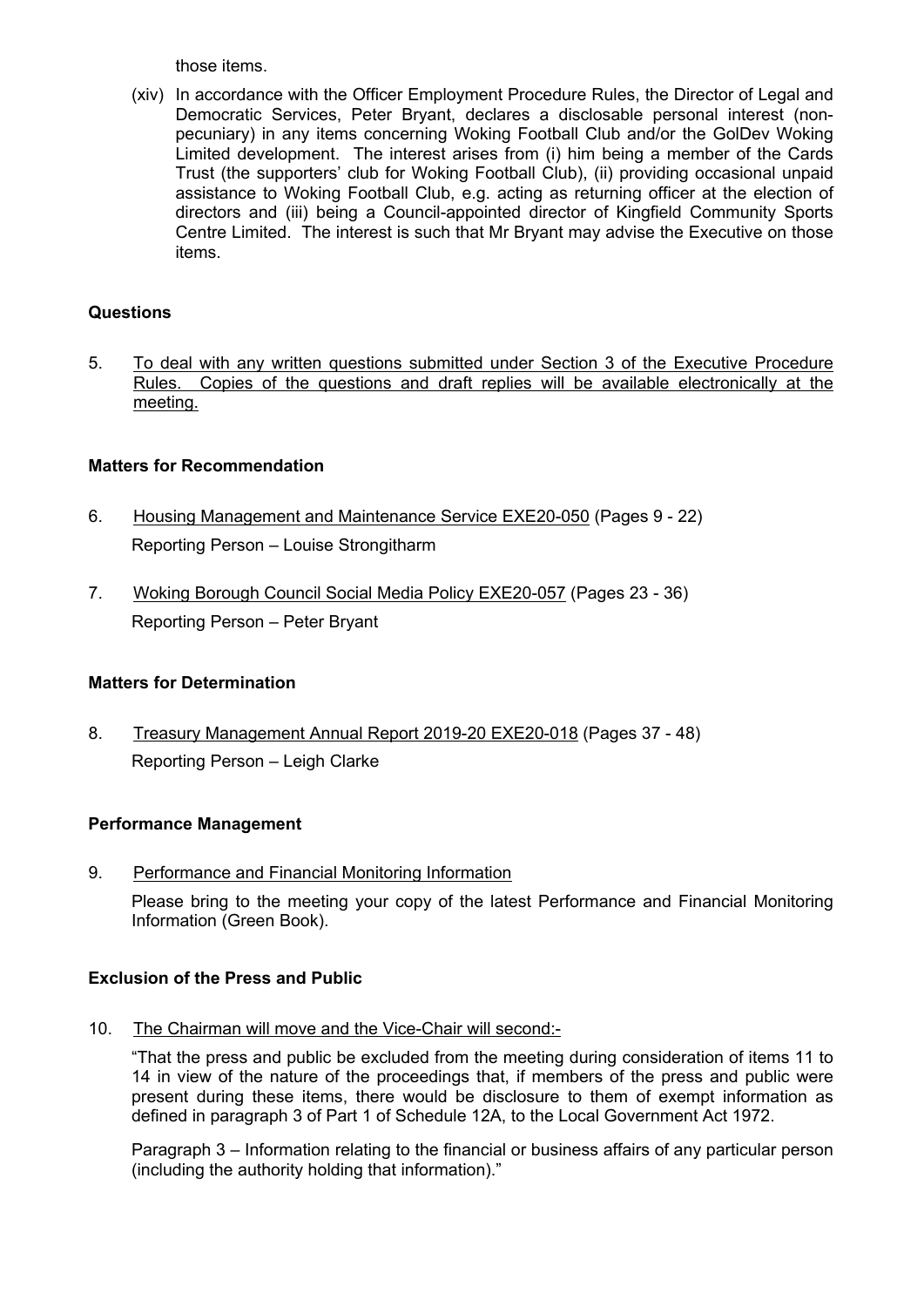those items.

(xiv) In accordance with the Officer Employment Procedure Rules, the Director of Legal and Democratic Services, Peter Bryant, declares a disclosable personal interest (non-pecuniary) in any items concerning Woking Football Club and/or the GolDev Woking Limited development. The interest arises from (i) him being a member of the Cards Trust (the supporters' club for Woking Football Club), (ii) providing occasional unpaid assistance to Woking Football Club, e.g. acting as returning officer at the election of directors and (iii) being a Council-appointed director of Kingfield Community Sports Centre Limited. The interest is such that Mr Bryant may advise the Executive on those items.

**Questions**

5. To deal with any written questions submitted under Section 3 of the Executive Procedure Rules. Copies of the questions and draft replies will be available electronically at the meeting.

**Matters for Recommendation**

6. Housing Management and Maintenance Service EXE20-050 (Pages 9 - 22)
   Reporting Person – Louise Strongitharm

7. Woking Borough Council Social Media Policy EXE20-057 (Pages 23 - 36)
   Reporting Person – Peter Bryant

**Matters for Determination**

8. Treasury Management Annual Report 2019-20 EXE20-018 (Pages 37 - 48)
   Reporting Person – Leigh Clarke

**Performance Management**

9. Performance and Financial Monitoring Information

   Please bring to the meeting your copy of the latest Performance and Financial Monitoring Information (Green Book).

**Exclusion of the Press and Public**

10. The Chairman will move and the Vice-Chair will second:-

   "That the press and public be excluded from the meeting during consideration of items 11 to 14 in view of the nature of the proceedings that, if members of the press and public were present during these items, there would be disclosure to them of exempt information as defined in paragraph 3 of Part 1 of Schedule 12A, to the Local Government Act 1972.

   Paragraph 3 – Information relating to the financial or business affairs of any particular person (including the authority holding that information)."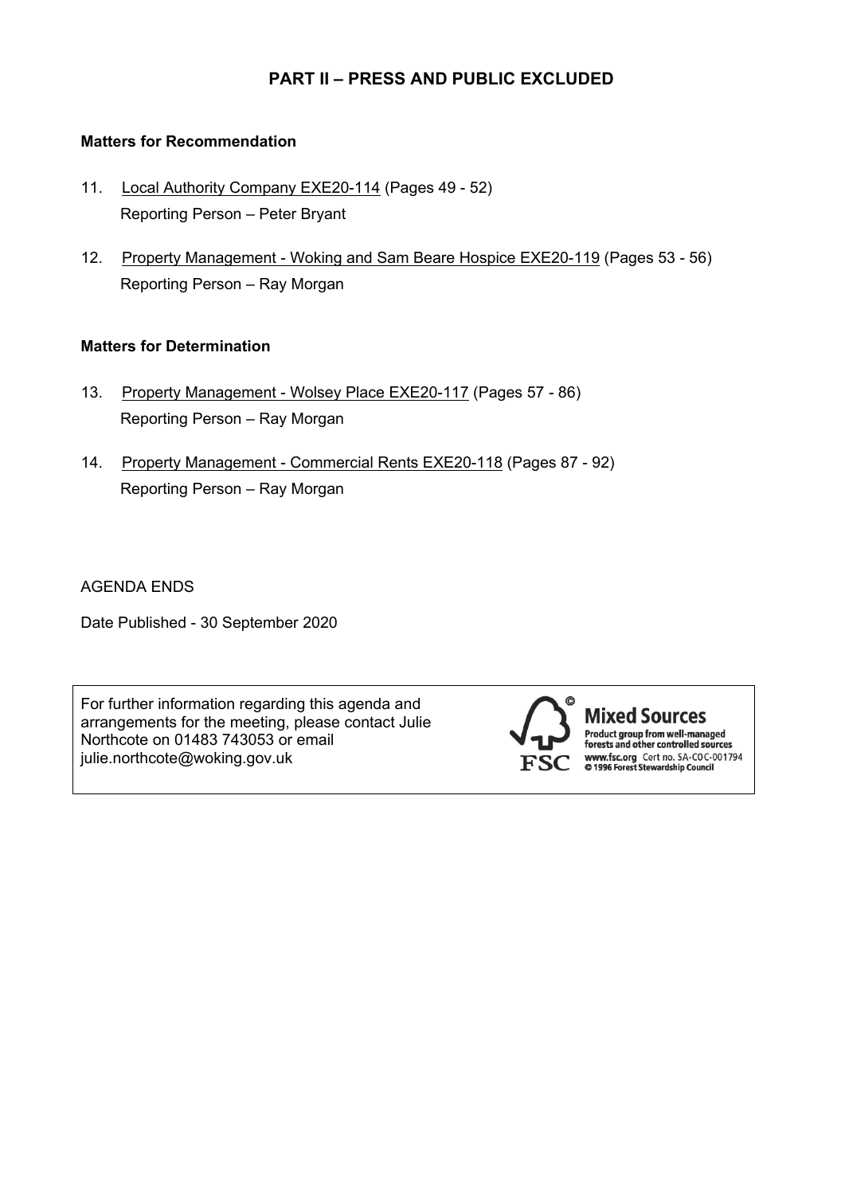## PART II – PRESS AND PUBLIC EXCLUDED

**Matters for Recommendation**

11. Local Authority Company EXE20-114 (Pages 49 - 52)
    Reporting Person – Peter Bryant

12. Property Management - Woking and Sam Beare Hospice EXE20-119 (Pages 53 - 56)
    Reporting Person – Ray Morgan

**Matters for Determination**

13. Property Management - Wolsey Place EXE20-117 (Pages 57 - 86)
    Reporting Person – Ray Morgan

14. Property Management - Commercial Rents EXE20-118 (Pages 87 - 92)
    Reporting Person – Ray Morgan

AGENDA ENDS

Date Published - 30 September 2020

For further information regarding this agenda and arrangements for the meeting, please contact Julie Northcote on 01483 743053 or email julie.northcote@woking.gov.uk

Mixed Sources
Product group from well-managed forests and other controlled sources
www.fsc.org Cert no. SA-COC-001794
© 1996 Forest Stewardship Council